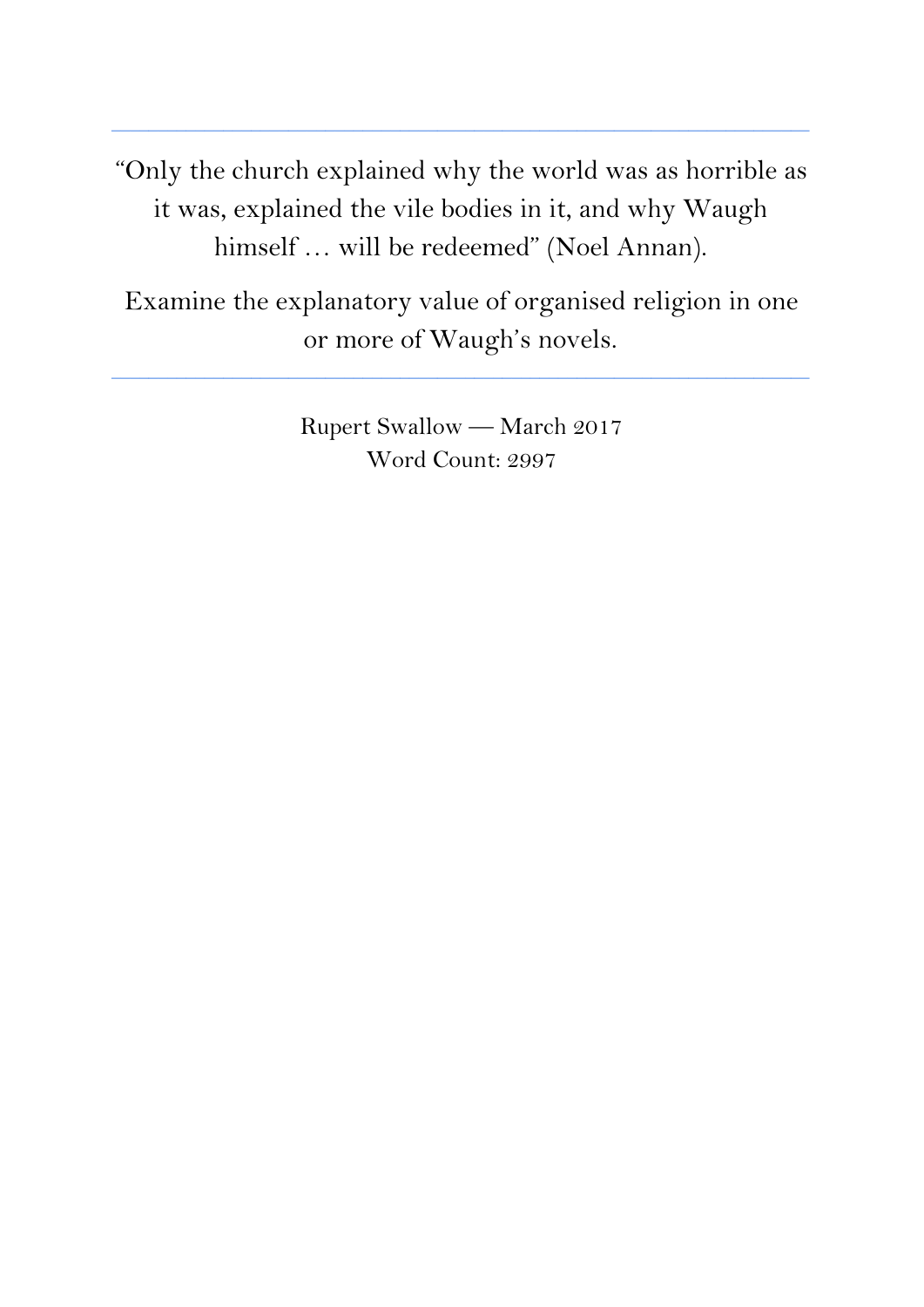---

"Only the church explained why the world was as horrible as it was, explained the vile bodies in it, and why Waugh himself … will be redeemed" (Noel Annan).

Examine the explanatory value of organised religion in one or more of Waugh's novels.

---

Rupert Swallow — March 2017

Word Count: 2997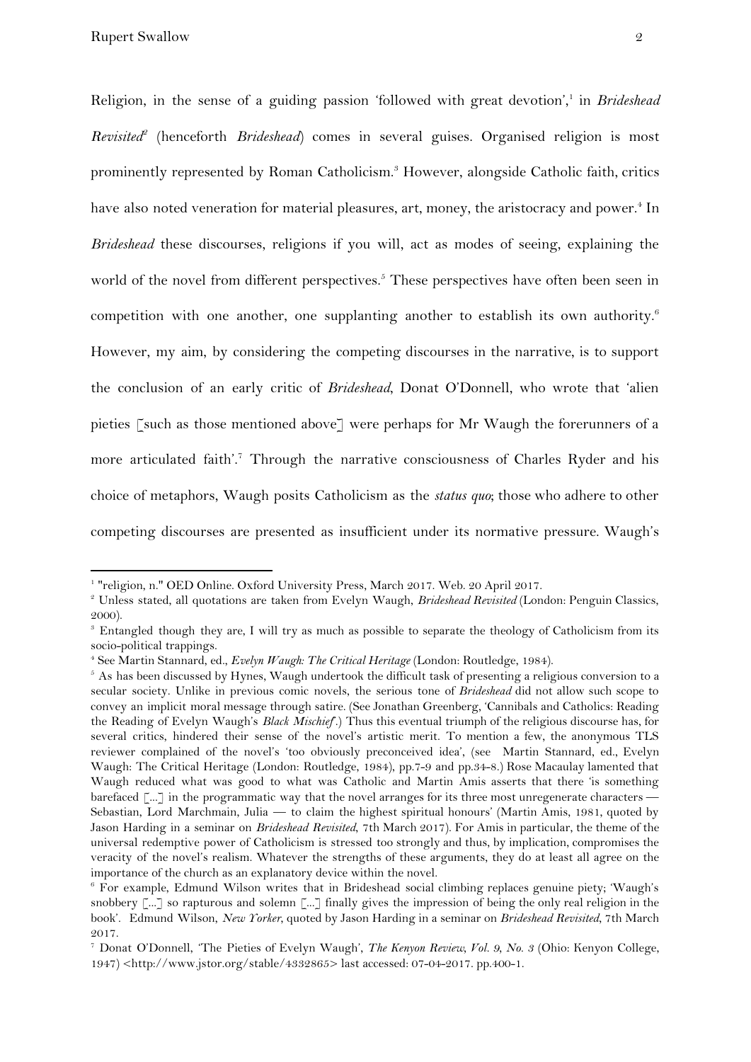Religion, in the sense of a guiding passion 'followed with great devotion',[1] in *Brideshead Revisited*[2] (henceforth *Brideshead*) comes in several guises. Organised religion is most prominently represented by Roman Catholicism.[3] However, alongside Catholic faith, critics have also noted veneration for material pleasures, art, money, the aristocracy and power.[4] In *Brideshead* these discourses, religions if you will, act as modes of seeing, explaining the world of the novel from different perspectives.[5] These perspectives have often been seen in competition with one another, one supplanting another to establish its own authority.[6] However, my aim, by considering the competing discourses in the narrative, is to support the conclusion of an early critic of *Brideshead*, Donat O'Donnell, who wrote that 'alien pieties [such as those mentioned above] were perhaps for Mr Waugh the forerunners of a more articulated faith'.[7] Through the narrative consciousness of Charles Ryder and his choice of metaphors, Waugh posits Catholicism as the *status quo*; those who adhere to other competing discourses are presented as insufficient under its normative pressure. Waugh's

---

[1] "religion, n." OED Online. Oxford University Press, March 2017. Web. 20 April 2017.

[2] Unless stated, all quotations are taken from Evelyn Waugh, *Brideshead Revisited* (London: Penguin Classics, 2000).

[3] Entangled though they are, I will try as much as possible to separate the theology of Catholicism from its socio-political trappings.

[4] See Martin Stannard, ed., *Evelyn Waugh: The Critical Heritage* (London: Routledge, 1984).

[5] As has been discussed by Hynes, Waugh undertook the difficult task of presenting a religious conversion to a secular society. Unlike in previous comic novels, the serious tone of *Brideshead* did not allow such scope to convey an implicit moral message through satire. (See Jonathan Greenberg, 'Cannibals and Catholics: Reading the Reading of Evelyn Waugh's *Black Mischief*'.) Thus this eventual triumph of the religious discourse has, for several critics, hindered their sense of the novel's artistic merit. To mention a few, the anonymous TLS reviewer complained of the novel's 'too obviously preconceived idea', (see Martin Stannard, ed., Evelyn Waugh: The Critical Heritage (London: Routledge, 1984), pp.7-9 and pp.34-8.) Rose Macaulay lamented that Waugh reduced what was good to what was Catholic and Martin Amis asserts that there 'is something barefaced [...] in the programmatic way that the novel arranges for its three most unregenerate characters — Sebastian, Lord Marchmain, Julia — to claim the highest spiritual honours' (Martin Amis, 1981, quoted by Jason Harding in a seminar on *Brideshead Revisited*, 7th March 2017). For Amis in particular, the theme of the universal redemptive power of Catholicism is stressed too strongly and thus, by implication, compromises the veracity of the novel's realism. Whatever the strengths of these arguments, they do at least all agree on the importance of the church as an explanatory device within the novel.

[6] For example, Edmund Wilson writes that in Brideshead social climbing replaces genuine piety; 'Waugh's snobbery [...] so rapturous and solemn [...] finally gives the impression of being the only real religion in the book'. Edmund Wilson, *New Yorker*, quoted by Jason Harding in a seminar on *Brideshead Revisited*, 7th March 2017.

[7] Donat O'Donnell, 'The Pieties of Evelyn Waugh', *The Kenyon Review, Vol. 9, No. 3* (Ohio: Kenyon College, 1947) <http://www.jstor.org/stable/4332865> last accessed: 07-04-2017. pp.400-1.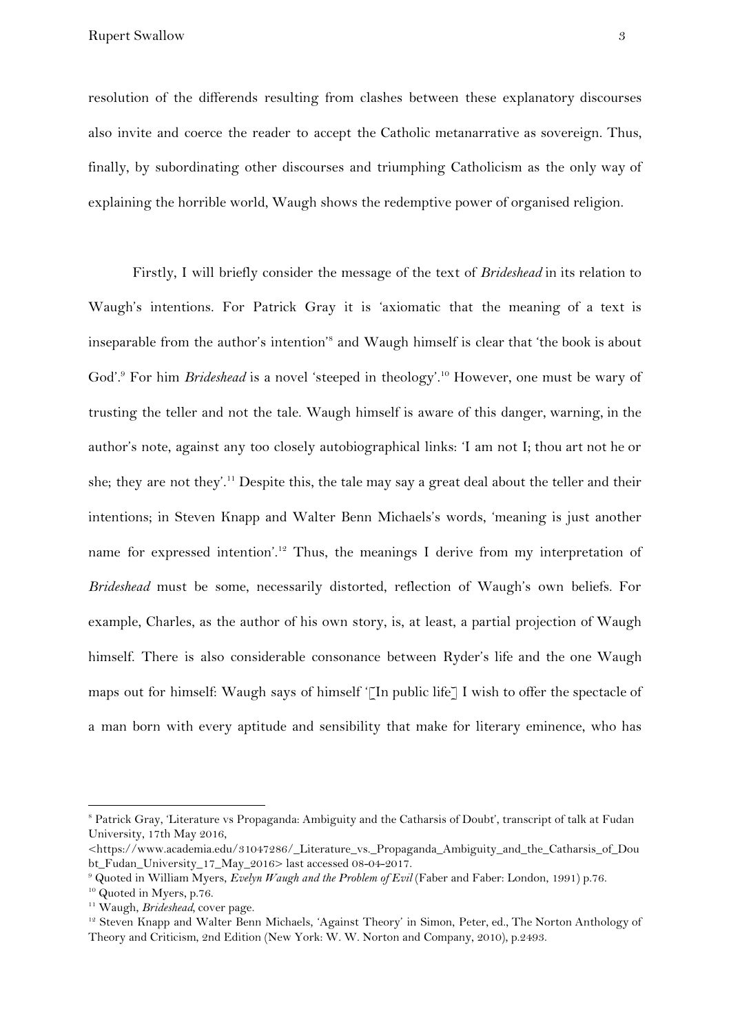resolution of the differends resulting from clashes between these explanatory discourses also invite and coerce the reader to accept the Catholic metanarrative as sovereign. Thus, finally, by subordinating other discourses and triumphing Catholicism as the only way of explaining the horrible world, Waugh shows the redemptive power of organised religion.

Firstly, I will briefly consider the message of the text of *Brideshead* in its relation to Waugh's intentions. For Patrick Gray it is 'axiomatic that the meaning of a text is inseparable from the author's intention'[8] and Waugh himself is clear that 'the book is about God'.[9] For him *Brideshead* is a novel 'steeped in theology'.[10] However, one must be wary of trusting the teller and not the tale. Waugh himself is aware of this danger, warning, in the author's note, against any too closely autobiographical links: 'I am not I; thou art not he or she; they are not they'.[11] Despite this, the tale may say a great deal about the teller and their intentions; in Steven Knapp and Walter Benn Michaels's words, 'meaning is just another name for expressed intention'.[12] Thus, the meanings I derive from my interpretation of *Brideshead* must be some, necessarily distorted, reflection of Waugh's own beliefs. For example, Charles, as the author of his own story, is, at least, a partial projection of Waugh himself. There is also considerable consonance between Ryder's life and the one Waugh maps out for himself: Waugh says of himself '[In public life] I wish to offer the spectacle of a man born with every aptitude and sensibility that make for literary eminence, who has

---

[8] Patrick Gray, 'Literature vs Propaganda: Ambiguity and the Catharsis of Doubt', transcript of talk at Fudan University, 17th May 2016, <https://www.academia.edu/31047286/_Literature_vs._Propaganda_Ambiguity_and_the_Catharsis_of_Doubt_Fudan_University_17_May_2016> last accessed 08-04-2017.

[9] Quoted in William Myers, *Evelyn Waugh and the Problem of Evil* (Faber and Faber: London, 1991) p.76.

[10] Quoted in Myers, p.76.

[11] Waugh, *Brideshead*, cover page.

[12] Steven Knapp and Walter Benn Michaels, 'Against Theory' in Simon, Peter, ed., The Norton Anthology of Theory and Criticism, 2nd Edition (New York: W. W. Norton and Company, 2010), p.2493.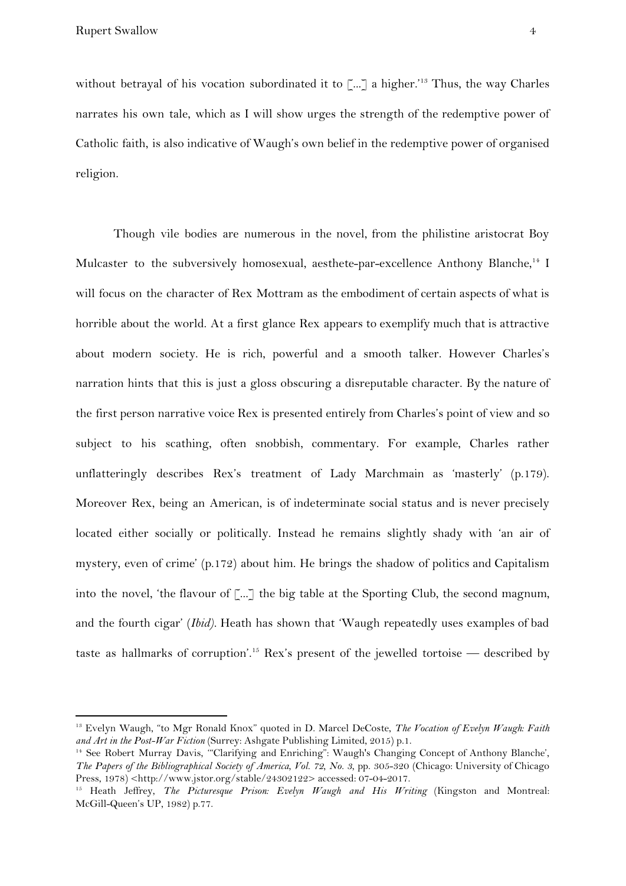without betrayal of his vocation subordinated it to [...] a higher.'[13] Thus, the way Charles narrates his own tale, which as I will show urges the strength of the redemptive power of Catholic faith, is also indicative of Waugh's own belief in the redemptive power of organised religion.

Though vile bodies are numerous in the novel, from the philistine aristocrat Boy Mulcaster to the subversively homosexual, aesthete-par-excellence Anthony Blanche,[14] I will focus on the character of Rex Mottram as the embodiment of certain aspects of what is horrible about the world. At a first glance Rex appears to exemplify much that is attractive about modern society. He is rich, powerful and a smooth talker. However Charles's narration hints that this is just a gloss obscuring a disreputable character. By the nature of the first person narrative voice Rex is presented entirely from Charles's point of view and so subject to his scathing, often snobbish, commentary. For example, Charles rather unflatteringly describes Rex's treatment of Lady Marchmain as 'masterly' (p.179). Moreover Rex, being an American, is of indeterminate social status and is never precisely located either socially or politically. Instead he remains slightly shady with 'an air of mystery, even of crime' (p.172) about him. He brings the shadow of politics and Capitalism into the novel, 'the flavour of [...] the big table at the Sporting Club, the second magnum, and the fourth cigar' (*Ibid).* Heath has shown that 'Waugh repeatedly uses examples of bad taste as hallmarks of corruption'.[15] Rex's present of the jewelled tortoise — described by

---

[13] Evelyn Waugh, "to Mgr Ronald Knox" quoted in D. Marcel DeCoste, *The Vocation of Evelyn Waugh: Faith and Art in the Post-War Fiction* (Surrey: Ashgate Publishing Limited, 2015) p.1.

[14] See Robert Murray Davis, '"Clarifying and Enriching": Waugh's Changing Concept of Anthony Blanche', *The Papers of the Bibliographical Society of America, Vol. 72, No. 3*, pp. 305-320 (Chicago: University of Chicago Press, 1978) <http://www.jstor.org/stable/24302122> accessed: 07-04-2017.

[15] Heath Jeffrey, *The Picturesque Prison: Evelyn Waugh and His Writing* (Kingston and Montreal: McGill-Queen's UP, 1982) p.77.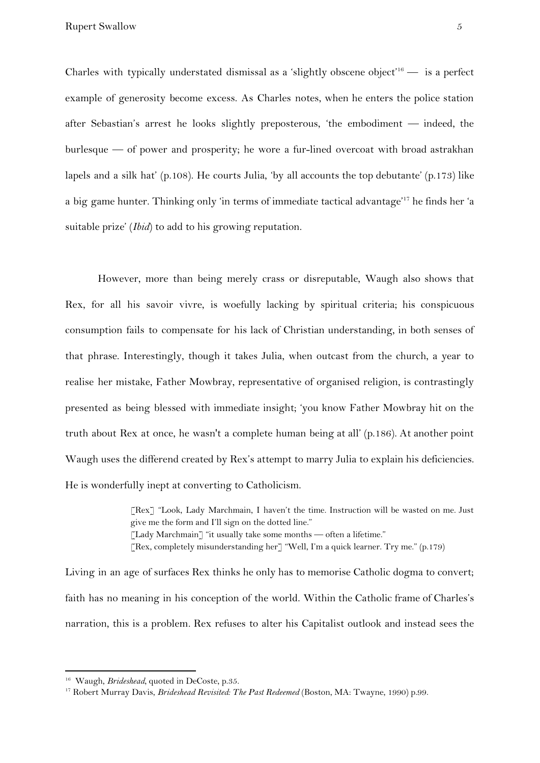Charles with typically understated dismissal as a 'slightly obscene object'[16] — is a perfect example of generosity become excess. As Charles notes, when he enters the police station after Sebastian's arrest he looks slightly preposterous, 'the embodiment — indeed, the burlesque — of power and prosperity; he wore a fur-lined overcoat with broad astrakhan lapels and a silk hat' (p.108). He courts Julia, 'by all accounts the top debutante' (p.173) like a big game hunter. Thinking only 'in terms of immediate tactical advantage'[17] he finds her 'a suitable prize' (*Ibid*) to add to his growing reputation.

However, more than being merely crass or disreputable, Waugh also shows that Rex, for all his savoir vivre, is woefully lacking by spiritual criteria; his conspicuous consumption fails to compensate for his lack of Christian understanding, in both senses of that phrase. Interestingly, though it takes Julia, when outcast from the church, a year to realise her mistake, Father Mowbray, representative of organised religion, is contrastingly presented as being blessed with immediate insight; 'you know Father Mowbray hit on the truth about Rex at once, he wasn't a complete human being at all' (p.186). At another point Waugh uses the differend created by Rex's attempt to marry Julia to explain his deficiencies. He is wonderfully inept at converting to Catholicism.

> [Rex] "Look, Lady Marchmain, I haven't the time. Instruction will be wasted on me. Just give me the form and I'll sign on the dotted line."
> [Lady Marchmain] "it usually take some months — often a lifetime."
> [Rex, completely misunderstanding her] "Well, I'm a quick learner. Try me." (p.179)

Living in an age of surfaces Rex thinks he only has to memorise Catholic dogma to convert; faith has no meaning in his conception of the world. Within the Catholic frame of Charles's narration, this is a problem. Rex refuses to alter his Capitalist outlook and instead sees the

---

[16] Waugh, *Brideshead*, quoted in DeCoste, p.35.

[17] Robert Murray Davis, *Brideshead Revisited: The Past Redeemed* (Boston, MA: Twayne, 1990) p.99.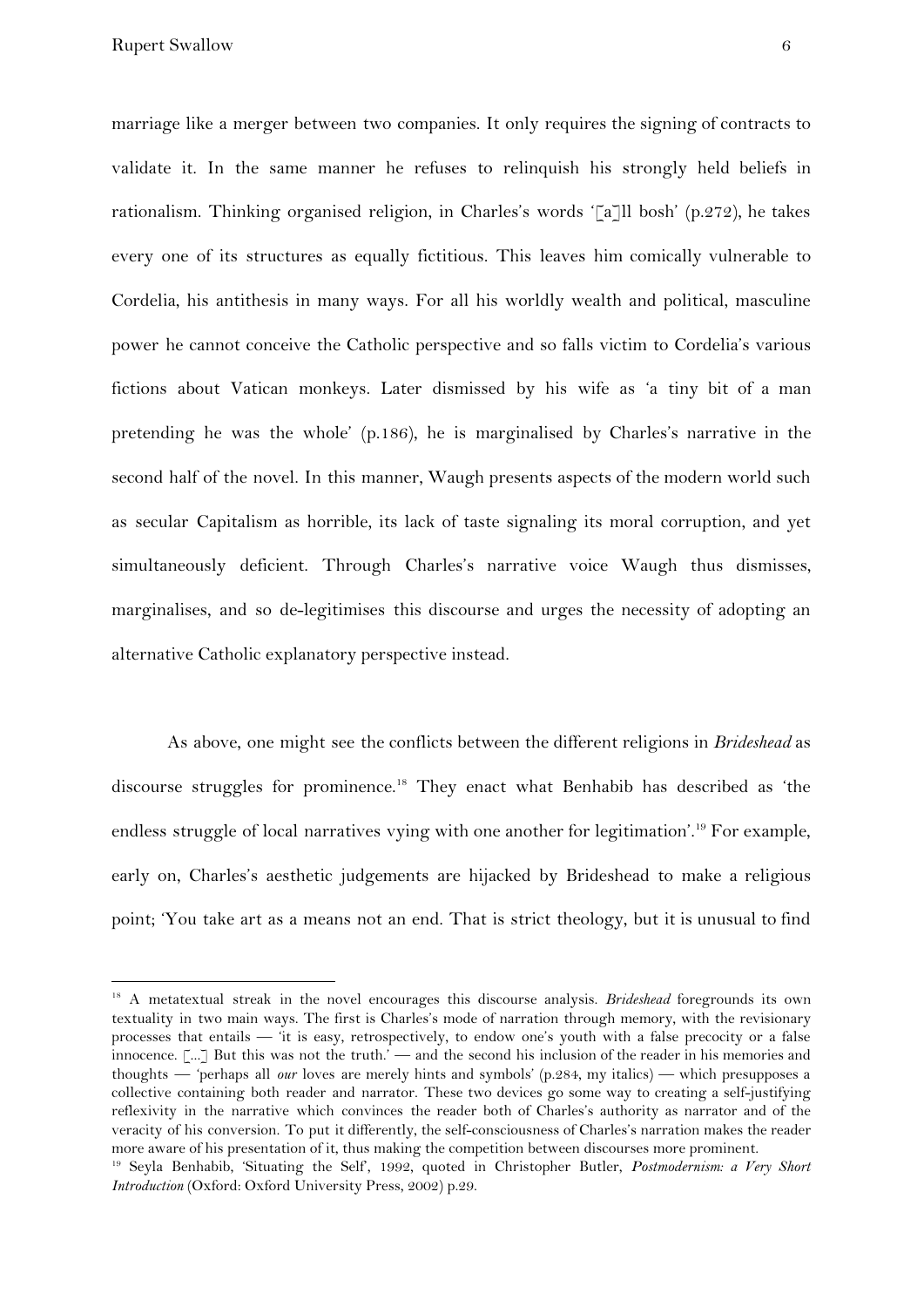marriage like a merger between two companies. It only requires the signing of contracts to validate it. In the same manner he refuses to relinquish his strongly held beliefs in rationalism. Thinking organised religion, in Charles's words '[a]ll bosh' (p.272), he takes every one of its structures as equally fictitious. This leaves him comically vulnerable to Cordelia, his antithesis in many ways. For all his worldly wealth and political, masculine power he cannot conceive the Catholic perspective and so falls victim to Cordelia's various fictions about Vatican monkeys. Later dismissed by his wife as 'a tiny bit of a man pretending he was the whole' (p.186), he is marginalised by Charles's narrative in the second half of the novel. In this manner, Waugh presents aspects of the modern world such as secular Capitalism as horrible, its lack of taste signaling its moral corruption, and yet simultaneously deficient. Through Charles's narrative voice Waugh thus dismisses, marginalises, and so de-legitimises this discourse and urges the necessity of adopting an alternative Catholic explanatory perspective instead.

As above, one might see the conflicts between the different religions in *Brideshead* as discourse struggles for prominence.[18] They enact what Benhabib has described as 'the endless struggle of local narratives vying with one another for legitimation'.[19] For example, early on, Charles's aesthetic judgements are hijacked by Brideshead to make a religious point; 'You take art as a means not an end. That is strict theology, but it is unusual to find

---

[18] A metatextual streak in the novel encourages this discourse analysis. *Brideshead* foregrounds its own textuality in two main ways. The first is Charles's mode of narration through memory, with the revisionary processes that entails — 'it is easy, retrospectively, to endow one's youth with a false precocity or a false innocence. [...] But this was not the truth.' — and the second his inclusion of the reader in his memories and thoughts — 'perhaps all *our* loves are merely hints and symbols' (p.284, my italics) — which presupposes a collective containing both reader and narrator. These two devices go some way to creating a self-justifying reflexivity in the narrative which convinces the reader both of Charles's authority as narrator and of the veracity of his conversion. To put it differently, the self-consciousness of Charles's narration makes the reader more aware of his presentation of it, thus making the competition between discourses more prominent.

[19] Seyla Benhabib, 'Situating the Self', 1992, quoted in Christopher Butler, *Postmodernism: a Very Short Introduction* (Oxford: Oxford University Press, 2002) p.29.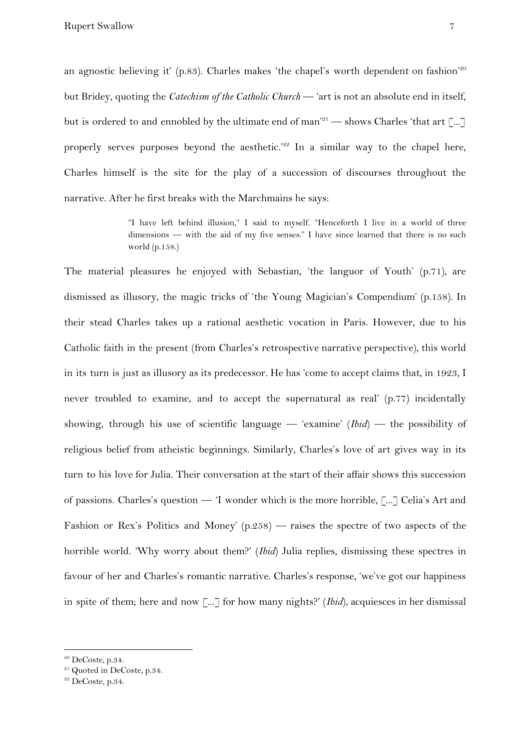an agnostic believing it' (p.83). Charles makes 'the chapel's worth dependent on fashion'[20] but Bridey, quoting the *Catechism of the Catholic Church* — 'art is not an absolute end in itself, but is ordered to and ennobled by the ultimate end of man'[21] — shows Charles 'that art [...] properly serves purposes beyond the aesthetic.'[22] In a similar way to the chapel here, Charles himself is the site for the play of a succession of discourses throughout the narrative. After he first breaks with the Marchmains he says:

> "I have left behind illusion," I said to myself. "Henceforth I live in a world of three dimensions — with the aid of my five senses." I have since learned that there is no such world (p.158.)

The material pleasures he enjoyed with Sebastian, 'the languor of Youth' (p.71), are dismissed as illusory, the magic tricks of 'the Young Magician's Compendium' (p.158). In their stead Charles takes up a rational aesthetic vocation in Paris. However, due to his Catholic faith in the present (from Charles's retrospective narrative perspective), this world in its turn is just as illusory as its predecessor. He has 'come to accept claims that, in 1923, I never troubled to examine, and to accept the supernatural as real' (p.77) incidentally showing, through his use of scientific language — 'examine' (*Ibid*) — the possibility of religious belief from atheistic beginnings. Similarly, Charles's love of art gives way in its turn to his love for Julia. Their conversation at the start of their affair shows this succession of passions. Charles's question — 'I wonder which is the more horrible, [...] Celia's Art and Fashion or Rex's Politics and Money' (p.258) — raises the spectre of two aspects of the horrible world. 'Why worry about them?' (*Ibid*) Julia replies, dismissing these spectres in favour of her and Charles's romantic narrative. Charles's response, 'we've got our happiness in spite of them; here and now [...] for how many nights?' (*Ibid*), acquiesces in her dismissal

[20] DeCoste, p.34.

[21] Quoted in DeCoste, p.34.

[22] DeCoste, p.34.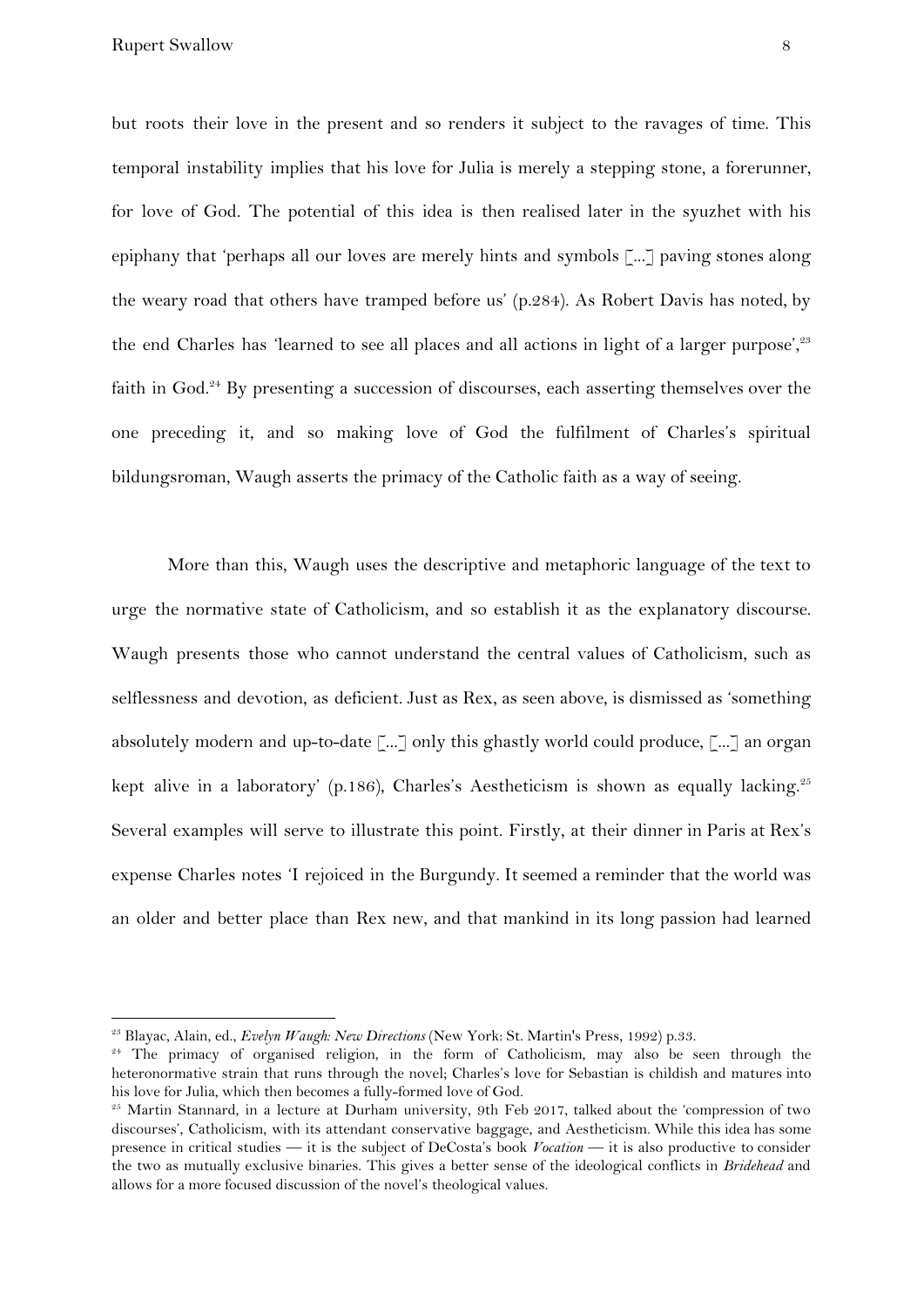but roots their love in the present and so renders it subject to the ravages of time. This temporal instability implies that his love for Julia is merely a stepping stone, a forerunner, for love of God. The potential of this idea is then realised later in the syuzhet with his epiphany that 'perhaps all our loves are merely hints and symbols [...] paving stones along the weary road that others have tramped before us' (p.284). As Robert Davis has noted, by the end Charles has 'learned to see all places and all actions in light of a larger purpose',[23] faith in God.[24] By presenting a succession of discourses, each asserting themselves over the one preceding it, and so making love of God the fulfilment of Charles's spiritual bildungsroman, Waugh asserts the primacy of the Catholic faith as a way of seeing.

More than this, Waugh uses the descriptive and metaphoric language of the text to urge the normative state of Catholicism, and so establish it as the explanatory discourse. Waugh presents those who cannot understand the central values of Catholicism, such as selflessness and devotion, as deficient. Just as Rex, as seen above, is dismissed as 'something absolutely modern and up-to-date [...] only this ghastly world could produce, [...] an organ kept alive in a laboratory' (p.186), Charles's Aestheticism is shown as equally lacking.[25] Several examples will serve to illustrate this point. Firstly, at their dinner in Paris at Rex's expense Charles notes 'I rejoiced in the Burgundy. It seemed a reminder that the world was an older and better place than Rex new, and that mankind in its long passion had learned

---

[23] Blayac, Alain, ed., *Evelyn Waugh: New Directions* (New York: St. Martin's Press, 1992) p.33.

[24] The primacy of organised religion, in the form of Catholicism, may also be seen through the heteronormative strain that runs through the novel; Charles's love for Sebastian is childish and matures into his love for Julia, which then becomes a fully-formed love of God.

[25] Martin Stannard, in a lecture at Durham university, 9th Feb 2017, talked about the 'compression of two discourses', Catholicism, with its attendant conservative baggage, and Aestheticism. While this idea has some presence in critical studies — it is the subject of DeCosta's book *Vocation* — it is also productive to consider the two as mutually exclusive binaries. This gives a better sense of the ideological conflicts in *Bridehead* and allows for a more focused discussion of the novel's theological values.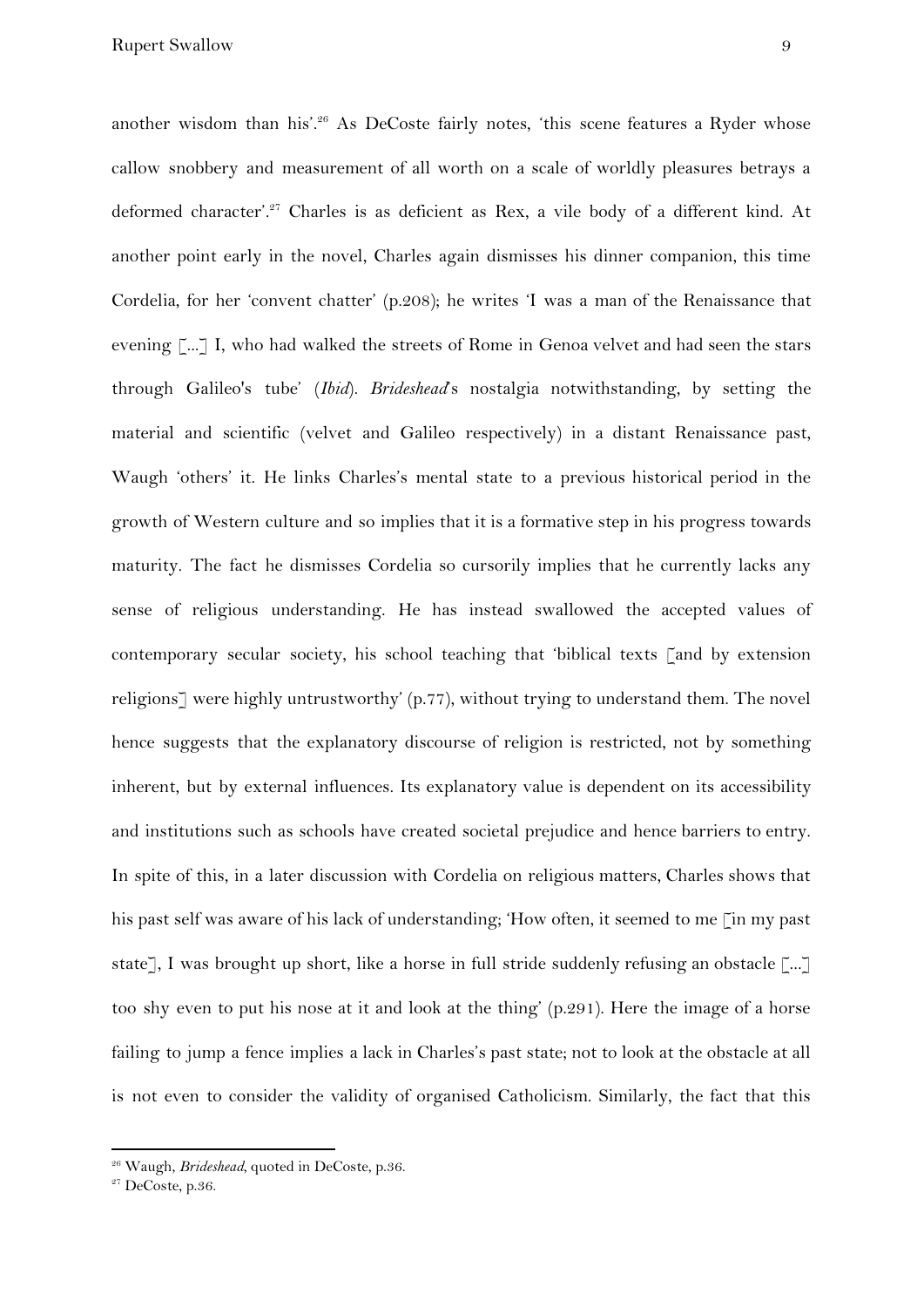another wisdom than his'.[26] As DeCoste fairly notes, 'this scene features a Ryder whose callow snobbery and measurement of all worth on a scale of worldly pleasures betrays a deformed character'.[27] Charles is as deficient as Rex, a vile body of a different kind. At another point early in the novel, Charles again dismisses his dinner companion, this time Cordelia, for her 'convent chatter' (p.208); he writes 'I was a man of the Renaissance that evening [...] I, who had walked the streets of Rome in Genoa velvet and had seen the stars through Galileo's tube' (*Ibid*). *Brideshead*'s nostalgia notwithstanding, by setting the material and scientific (velvet and Galileo respectively) in a distant Renaissance past, Waugh 'others' it. He links Charles's mental state to a previous historical period in the growth of Western culture and so implies that it is a formative step in his progress towards maturity. The fact he dismisses Cordelia so cursorily implies that he currently lacks any sense of religious understanding. He has instead swallowed the accepted values of contemporary secular society, his school teaching that 'biblical texts [and by extension religions] were highly untrustworthy' (p.77), without trying to understand them. The novel hence suggests that the explanatory discourse of religion is restricted, not by something inherent, but by external influences. Its explanatory value is dependent on its accessibility and institutions such as schools have created societal prejudice and hence barriers to entry. In spite of this, in a later discussion with Cordelia on religious matters, Charles shows that his past self was aware of his lack of understanding; 'How often, it seemed to me [in my past state], I was brought up short, like a horse in full stride suddenly refusing an obstacle [...] too shy even to put his nose at it and look at the thing' (p.291). Here the image of a horse failing to jump a fence implies a lack in Charles's past state; not to look at the obstacle at all is not even to consider the validity of organised Catholicism. Similarly, the fact that this

---

[26] Waugh, *Brideshead*, quoted in DeCoste, p.36.

[27] DeCoste, p.36.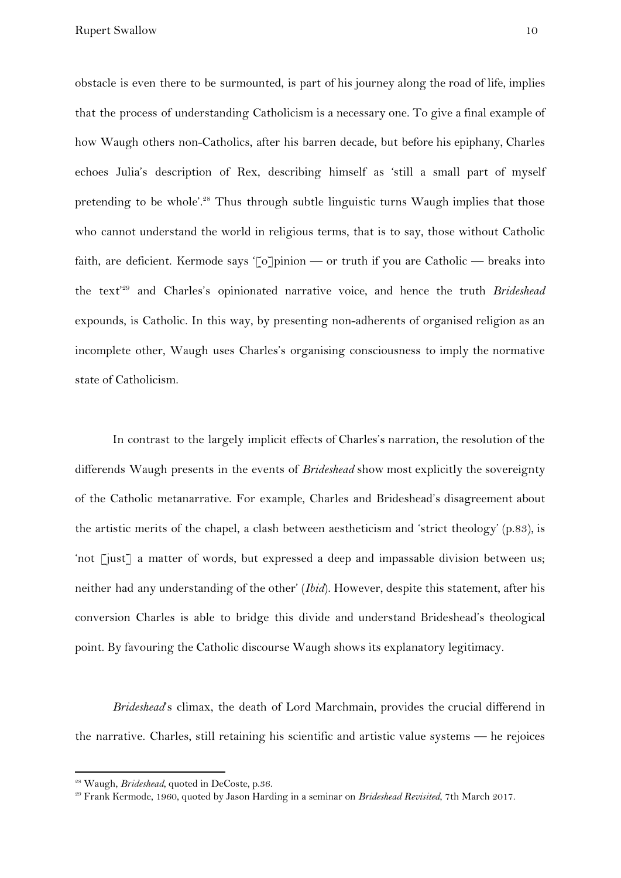obstacle is even there to be surmounted, is part of his journey along the road of life, implies that the process of understanding Catholicism is a necessary one. To give a final example of how Waugh others non-Catholics, after his barren decade, but before his epiphany, Charles echoes Julia's description of Rex, describing himself as 'still a small part of myself pretending to be whole'.[28] Thus through subtle linguistic turns Waugh implies that those who cannot understand the world in religious terms, that is to say, those without Catholic faith, are deficient. Kermode says '[o]pinion — or truth if you are Catholic — breaks into the text'[29] and Charles's opinionated narrative voice, and hence the truth *Brideshead* expounds, is Catholic. In this way, by presenting non-adherents of organised religion as an incomplete other, Waugh uses Charles's organising consciousness to imply the normative state of Catholicism.

In contrast to the largely implicit effects of Charles's narration, the resolution of the differends Waugh presents in the events of *Brideshead* show most explicitly the sovereignty of the Catholic metanarrative. For example, Charles and Brideshead's disagreement about the artistic merits of the chapel, a clash between aestheticism and 'strict theology' (p.83), is 'not [just] a matter of words, but expressed a deep and impassable division between us; neither had any understanding of the other' (*Ibid*). However, despite this statement, after his conversion Charles is able to bridge this divide and understand Brideshead's theological point. By favouring the Catholic discourse Waugh shows its explanatory legitimacy.

*Brideshead*'s climax, the death of Lord Marchmain, provides the crucial differend in the narrative. Charles, still retaining his scientific and artistic value systems — he rejoices

---

[28] Waugh, *Brideshead*, quoted in DeCoste, p.36.

[29] Frank Kermode, 1960, quoted by Jason Harding in a seminar on *Brideshead Revisited*, 7th March 2017.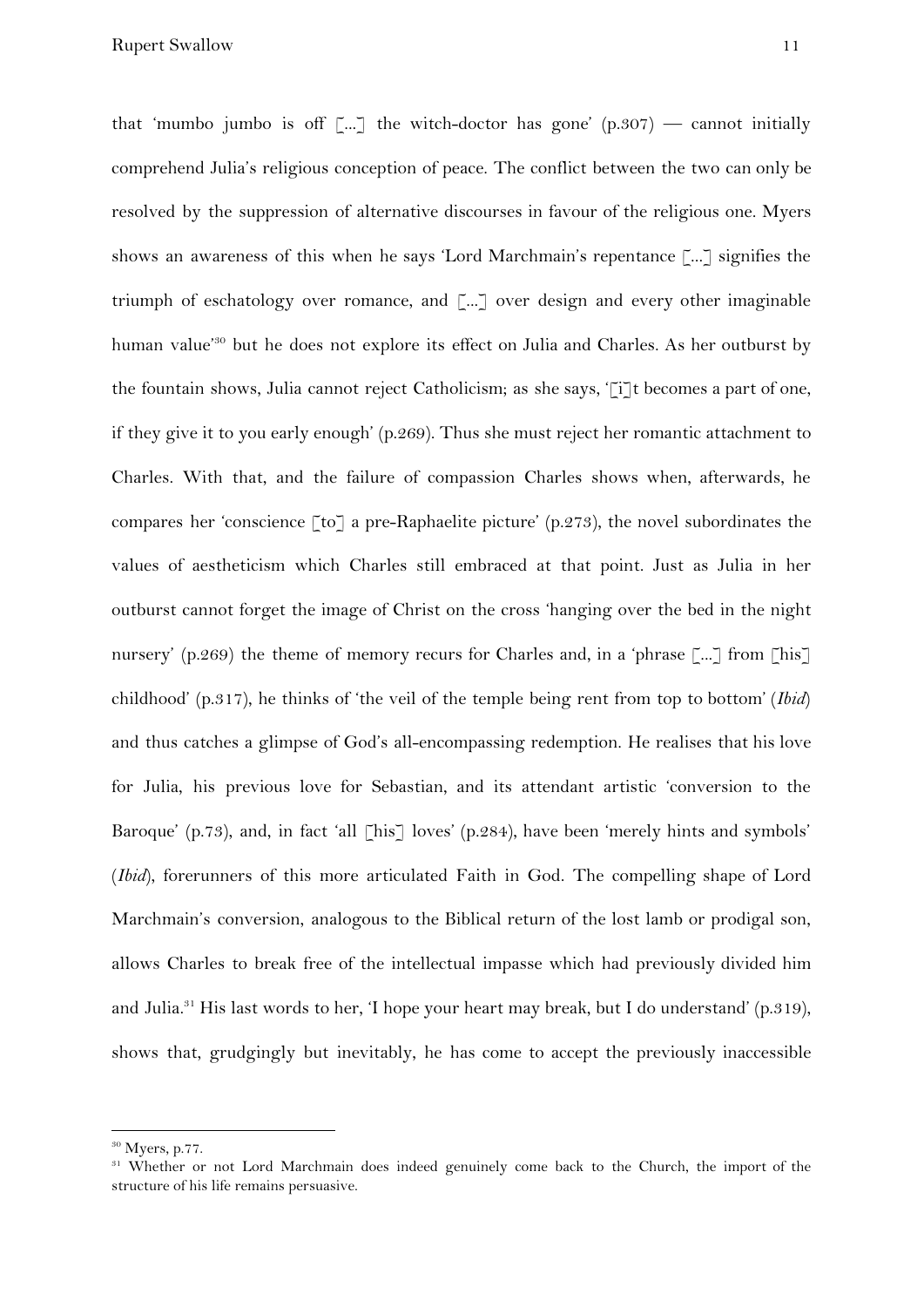that 'mumbo jumbo is off [...] the witch-doctor has gone' (p.307) — cannot initially comprehend Julia's religious conception of peace. The conflict between the two can only be resolved by the suppression of alternative discourses in favour of the religious one. Myers shows an awareness of this when he says 'Lord Marchmain's repentance [...] signifies the triumph of eschatology over romance, and [...] over design and every other imaginable human value'[30] but he does not explore its effect on Julia and Charles. As her outburst by the fountain shows, Julia cannot reject Catholicism; as she says, '[i]t becomes a part of one, if they give it to you early enough' (p.269). Thus she must reject her romantic attachment to Charles. With that, and the failure of compassion Charles shows when, afterwards, he compares her 'conscience [to] a pre-Raphaelite picture' (p.273), the novel subordinates the values of aestheticism which Charles still embraced at that point. Just as Julia in her outburst cannot forget the image of Christ on the cross 'hanging over the bed in the night nursery' (p.269) the theme of memory recurs for Charles and, in a 'phrase [...] from [his] childhood' (p.317), he thinks of 'the veil of the temple being rent from top to bottom' (*Ibid*) and thus catches a glimpse of God's all-encompassing redemption. He realises that his love for Julia, his previous love for Sebastian, and its attendant artistic 'conversion to the Baroque' (p.73), and, in fact 'all [his] loves' (p.284), have been 'merely hints and symbols' (*Ibid*), forerunners of this more articulated Faith in God. The compelling shape of Lord Marchmain's conversion, analogous to the Biblical return of the lost lamb or prodigal son, allows Charles to break free of the intellectual impasse which had previously divided him and Julia.[31] His last words to her, 'I hope your heart may break, but I do understand' (p.319), shows that, grudgingly but inevitably, he has come to accept the previously inaccessible

---

[30] Myers, p.77.

[31] Whether or not Lord Marchmain does indeed genuinely come back to the Church, the import of the structure of his life remains persuasive.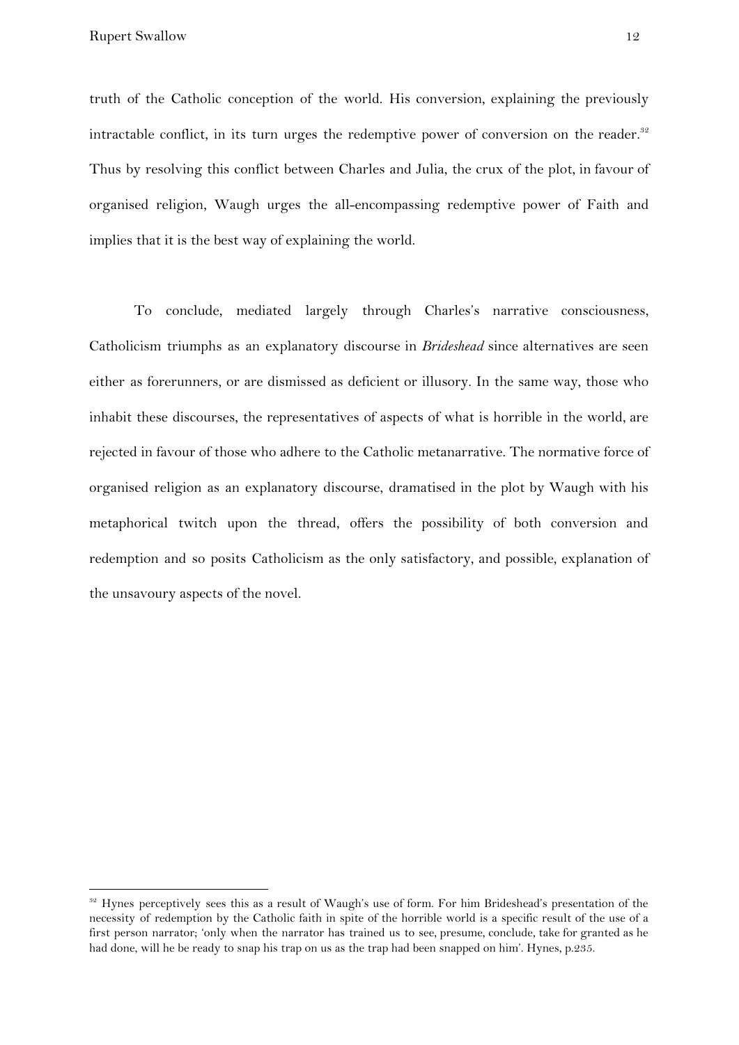truth of the Catholic conception of the world. His conversion, explaining the previously intractable conflict, in its turn urges the redemptive power of conversion on the reader.[32] Thus by resolving this conflict between Charles and Julia, the crux of the plot, in favour of organised religion, Waugh urges the all-encompassing redemptive power of Faith and implies that it is the best way of explaining the world.

To conclude, mediated largely through Charles's narrative consciousness, Catholicism triumphs as an explanatory discourse in *Brideshead* since alternatives are seen either as forerunners, or are dismissed as deficient or illusory. In the same way, those who inhabit these discourses, the representatives of aspects of what is horrible in the world, are rejected in favour of those who adhere to the Catholic metanarrative. The normative force of organised religion as an explanatory discourse, dramatised in the plot by Waugh with his metaphorical twitch upon the thread, offers the possibility of both conversion and redemption and so posits Catholicism as the only satisfactory, and possible, explanation of the unsavoury aspects of the novel.

---

[32] Hynes perceptively sees this as a result of Waugh's use of form. For him Brideshead's presentation of the necessity of redemption by the Catholic faith in spite of the horrible world is a specific result of the use of a first person narrator; 'only when the narrator has trained us to see, presume, conclude, take for granted as he had done, will he be ready to snap his trap on us as the trap had been snapped on him'. Hynes, p.235.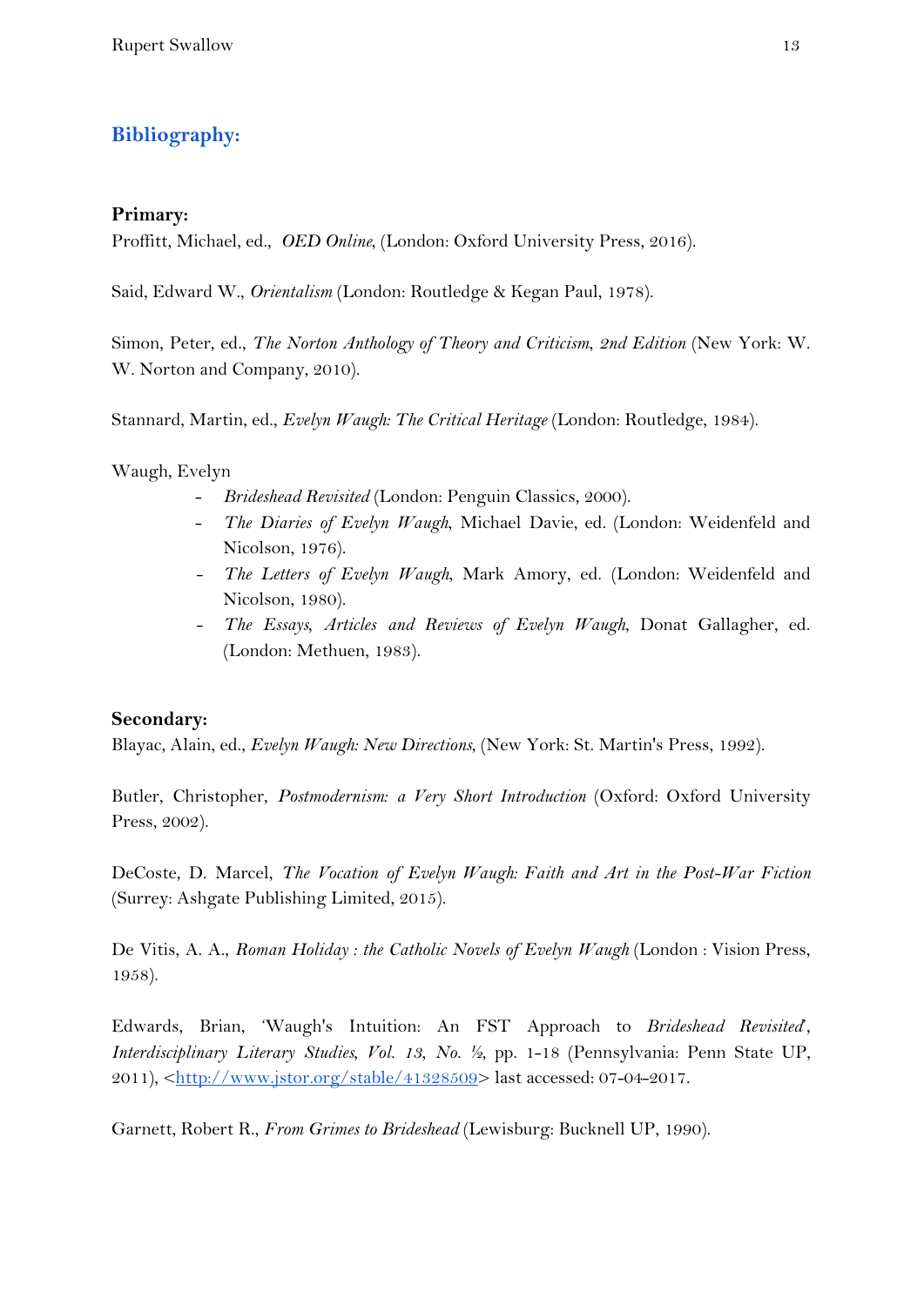## Bibliography:

**Primary:**

Proffitt, Michael, ed., *OED Online*, (London: Oxford University Press, 2016).

Said, Edward W., *Orientalism* (London: Routledge & Kegan Paul, 1978).

Simon, Peter, ed., *The Norton Anthology of Theory and Criticism, 2nd Edition* (New York: W. W. Norton and Company, 2010).

Stannard, Martin, ed., *Evelyn Waugh: The Critical Heritage* (London: Routledge, 1984).

Waugh, Evelyn

- *Brideshead Revisited* (London: Penguin Classics, 2000).
- *The Diaries of Evelyn Waugh*, Michael Davie, ed. (London: Weidenfeld and Nicolson, 1976).
- *The Letters of Evelyn Waugh*, Mark Amory, ed. (London: Weidenfeld and Nicolson, 1980).
- *The Essays, Articles and Reviews of Evelyn Waugh*, Donat Gallagher, ed. (London: Methuen, 1983).

**Secondary:**

Blayac, Alain, ed., *Evelyn Waugh: New Directions*, (New York: St. Martin's Press, 1992).

Butler, Christopher, *Postmodernism: a Very Short Introduction* (Oxford: Oxford University Press, 2002).

DeCoste, D. Marcel, *The Vocation of Evelyn Waugh: Faith and Art in the Post-War Fiction* (Surrey: Ashgate Publishing Limited, 2015).

De Vitis, A. A., *Roman Holiday : the Catholic Novels of Evelyn Waugh* (London : Vision Press, 1958).

Edwards, Brian, 'Waugh's Intuition: An FST Approach to *Brideshead Revisited*', *Interdisciplinary Literary Studies, Vol. 13, No. ½*, pp. 1-18 (Pennsylvania: Penn State UP, 2011), <http://www.jstor.org/stable/41328509> last accessed: 07-04-2017.

Garnett, Robert R., *From Grimes to Brideshead* (Lewisburg: Bucknell UP, 1990).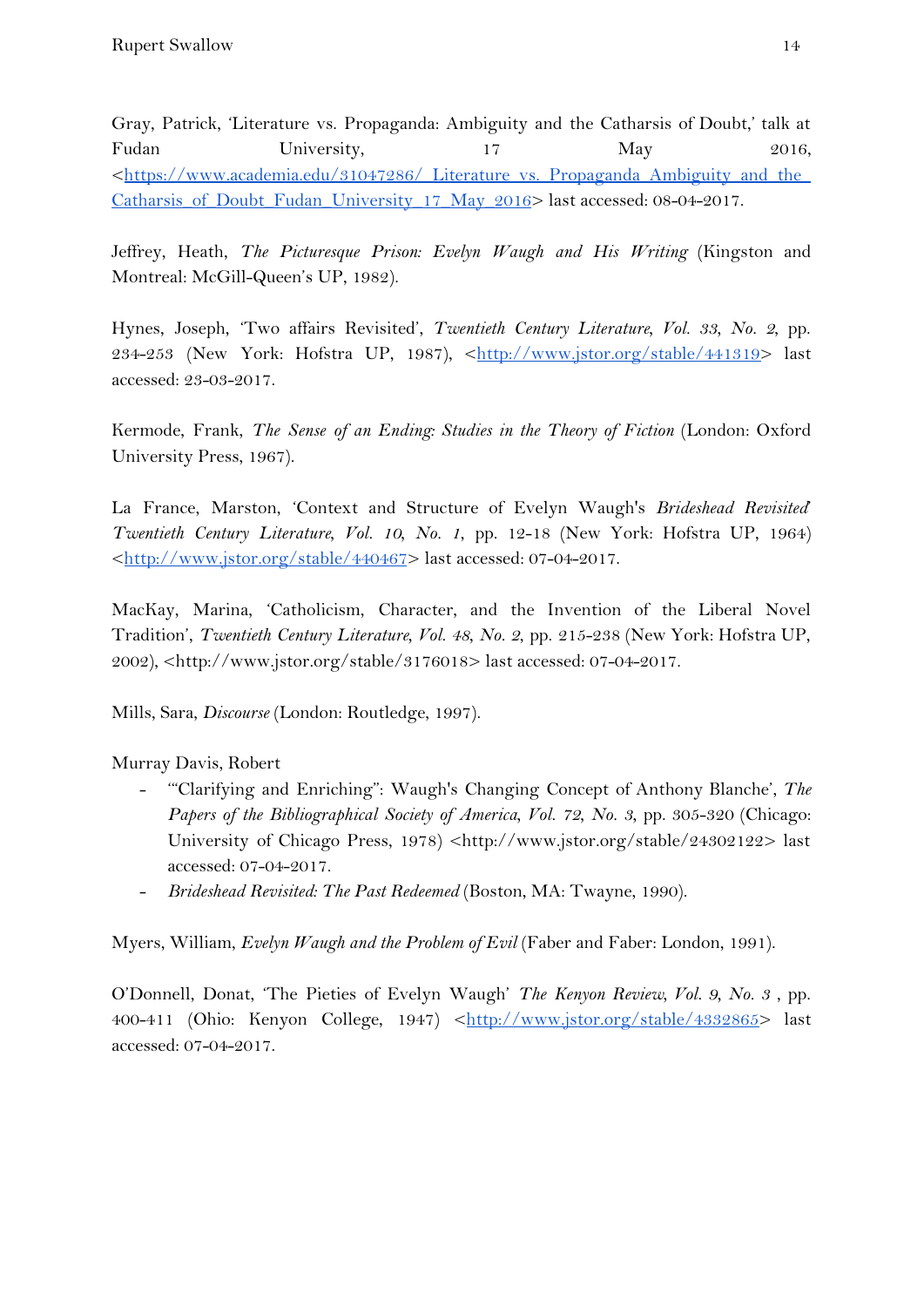Gray, Patrick, 'Literature vs. Propaganda: Ambiguity and the Catharsis of Doubt,' talk at Fudan University, 17 May 2016, <https://www.academia.edu/31047286/_Literature_vs._Propaganda_Ambiguity_and_the_Catharsis_of_Doubt_Fudan_University_17_May_2016> last accessed: 08-04-2017.

Jeffrey, Heath, *The Picturesque Prison: Evelyn Waugh and His Writing* (Kingston and Montreal: McGill-Queen's UP, 1982).

Hynes, Joseph, 'Two affairs Revisited', *Twentieth Century Literature*, *Vol. 33*, *No. 2*, pp. 234-253 (New York: Hofstra UP, 1987), <http://www.jstor.org/stable/441319> last accessed: 23-03-2017.

Kermode, Frank, *The Sense of an Ending: Studies in the Theory of Fiction* (London: Oxford University Press, 1967).

La France, Marston, 'Context and Structure of Evelyn Waugh's *Brideshead Revisited*' *Twentieth Century Literature*, *Vol. 10*, *No. 1*, pp. 12-18 (New York: Hofstra UP, 1964) <http://www.jstor.org/stable/440467> last accessed: 07-04-2017.

MacKay, Marina, 'Catholicism, Character, and the Invention of the Liberal Novel Tradition', *Twentieth Century Literature*, *Vol. 48*, *No. 2*, pp. 215-238 (New York: Hofstra UP, 2002), <http://www.jstor.org/stable/3176018> last accessed: 07-04-2017.

Mills, Sara, *Discourse* (London: Routledge, 1997).

Murray Davis, Robert

- '"Clarifying and Enriching": Waugh's Changing Concept of Anthony Blanche', *The Papers of the Bibliographical Society of America*, *Vol. 72*, *No. 3*, pp. 305-320 (Chicago: University of Chicago Press, 1978) <http://www.jstor.org/stable/24302122> last accessed: 07-04-2017.
- *Brideshead Revisited: The Past Redeemed* (Boston, MA: Twayne, 1990).

Myers, William, *Evelyn Waugh and the Problem of Evil* (Faber and Faber: London, 1991).

O'Donnell, Donat, 'The Pieties of Evelyn Waugh' *The Kenyon Review*, *Vol. 9*, *No. 3* , pp. 400-411 (Ohio: Kenyon College, 1947) <http://www.jstor.org/stable/4332865> last accessed: 07-04-2017.